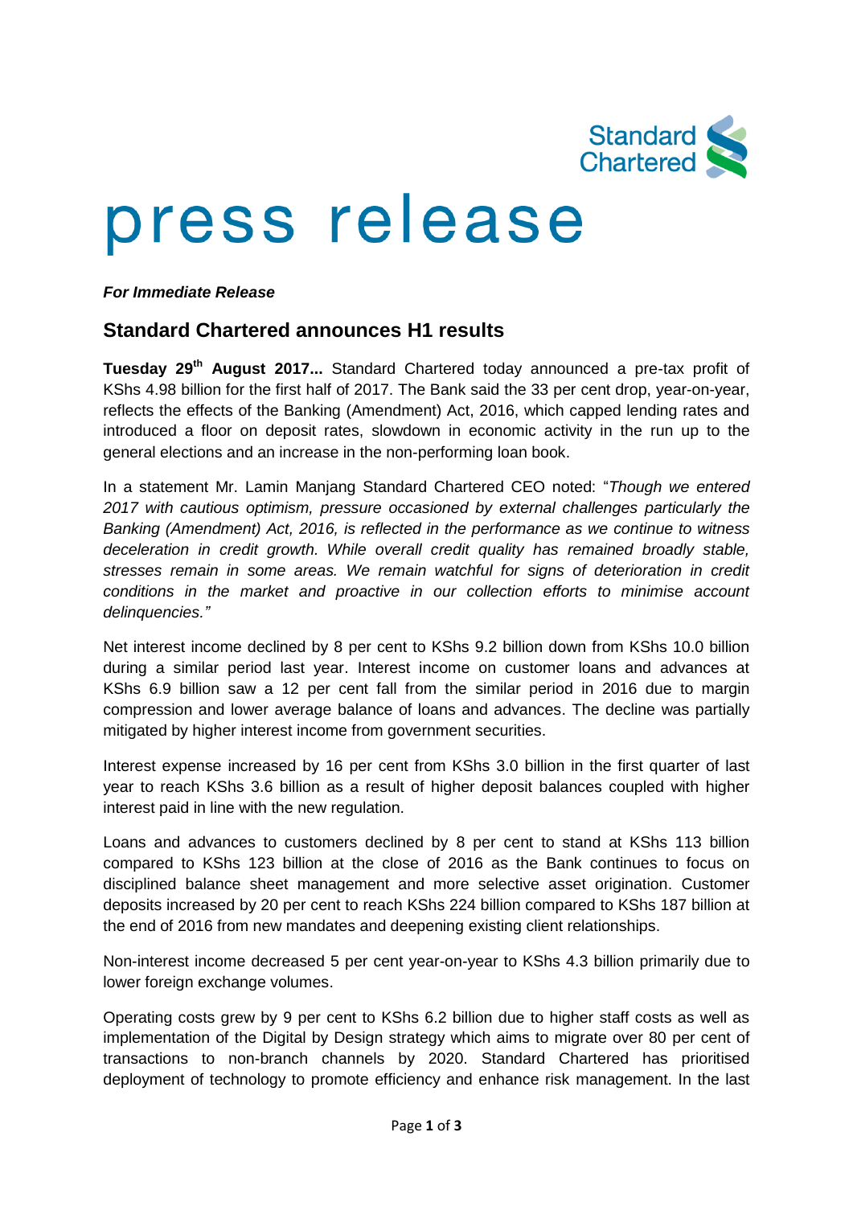# press release

***For Immediate Release***

## Standard Chartered announces H1 results

**Tuesday 29th August 2017...** Standard Chartered today announced a pre-tax profit of KShs 4.98 billion for the first half of 2017. The Bank said the 33 per cent drop, year-on-year, reflects the effects of the Banking (Amendment) Act, 2016, which capped lending rates and introduced a floor on deposit rates, slowdown in economic activity in the run up to the general elections and an increase in the non-performing loan book.

In a statement Mr. Lamin Manjang Standard Chartered CEO noted: "*Though we entered 2017 with cautious optimism, pressure occasioned by external challenges particularly the Banking (Amendment) Act, 2016, is reflected in the performance as we continue to witness deceleration in credit growth. While overall credit quality has remained broadly stable, stresses remain in some areas. We remain watchful for signs of deterioration in credit conditions in the market and proactive in our collection efforts to minimise account delinquencies."*

Net interest income declined by 8 per cent to KShs 9.2 billion down from KShs 10.0 billion during a similar period last year. Interest income on customer loans and advances at KShs 6.9 billion saw a 12 per cent fall from the similar period in 2016 due to margin compression and lower average balance of loans and advances. The decline was partially mitigated by higher interest income from government securities.

Interest expense increased by 16 per cent from KShs 3.0 billion in the first quarter of last year to reach KShs 3.6 billion as a result of higher deposit balances coupled with higher interest paid in line with the new regulation.

Loans and advances to customers declined by 8 per cent to stand at KShs 113 billion compared to KShs 123 billion at the close of 2016 as the Bank continues to focus on disciplined balance sheet management and more selective asset origination. Customer deposits increased by 20 per cent to reach KShs 224 billion compared to KShs 187 billion at the end of 2016 from new mandates and deepening existing client relationships.

Non-interest income decreased 5 per cent year-on-year to KShs 4.3 billion primarily due to lower foreign exchange volumes.

Operating costs grew by 9 per cent to KShs 6.2 billion due to higher staff costs as well as implementation of the Digital by Design strategy which aims to migrate over 80 per cent of transactions to non-branch channels by 2020. Standard Chartered has prioritised deployment of technology to promote efficiency and enhance risk management. In the last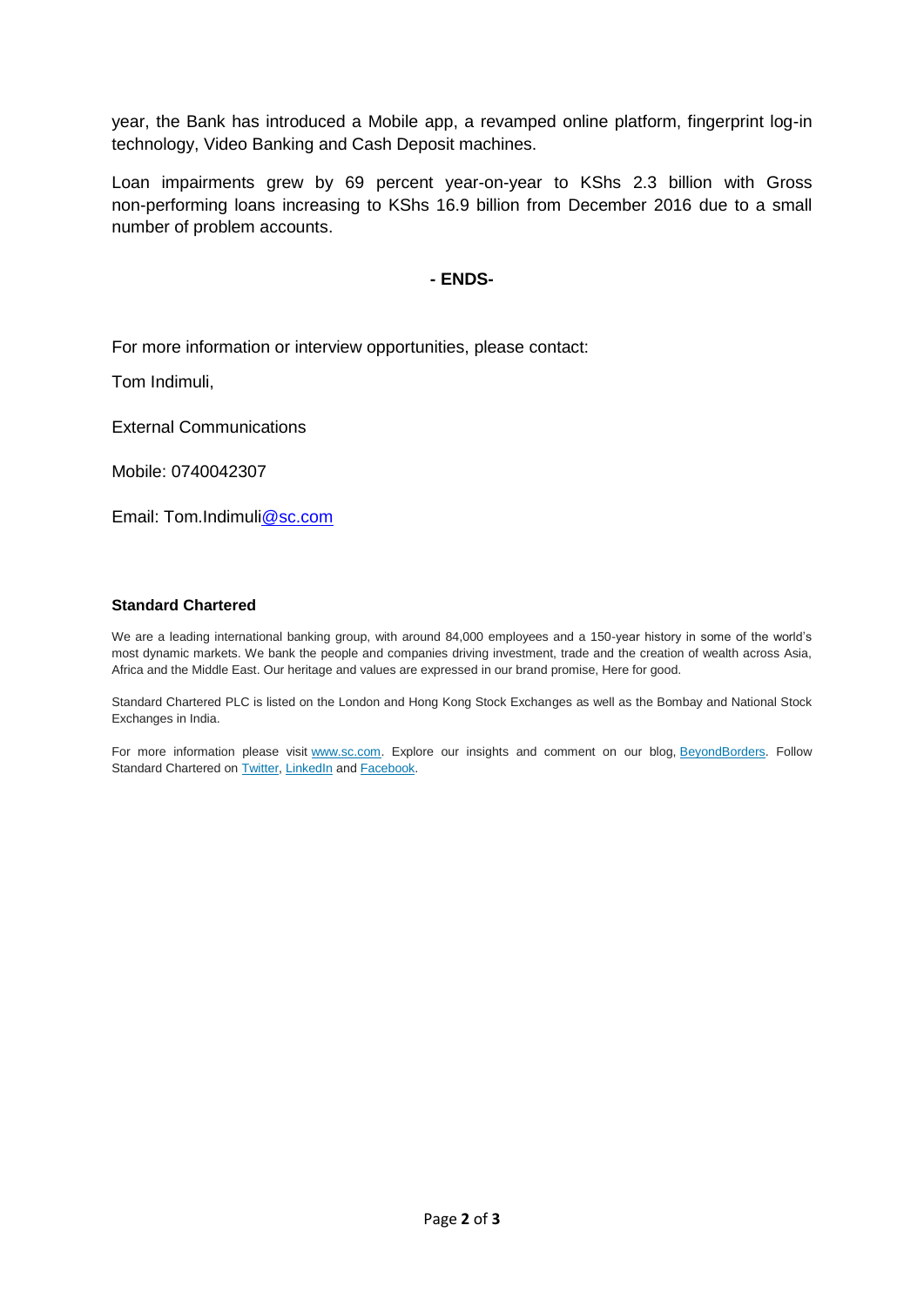year, the Bank has introduced a Mobile app, a revamped online platform, fingerprint log-in technology, Video Banking and Cash Deposit machines.

Loan impairments grew by 69 percent year-on-year to KShs 2.3 billion with Gross non-performing loans increasing to KShs 16.9 billion from December 2016 due to a small number of problem accounts.

**- ENDS-**

For more information or interview opportunities, please contact:

Tom Indimuli,

External Communications

Mobile: 0740042307

Email: Tom.Indimuli@sc.com

**Standard Chartered**

We are a leading international banking group, with around 84,000 employees and a 150-year history in some of the world's most dynamic markets. We bank the people and companies driving investment, trade and the creation of wealth across Asia, Africa and the Middle East. Our heritage and values are expressed in our brand promise, Here for good.

Standard Chartered PLC is listed on the London and Hong Kong Stock Exchanges as well as the Bombay and National Stock Exchanges in India.

For more information please visit www.sc.com. Explore our insights and comment on our blog, BeyondBorders. Follow Standard Chartered on Twitter, LinkedIn and Facebook.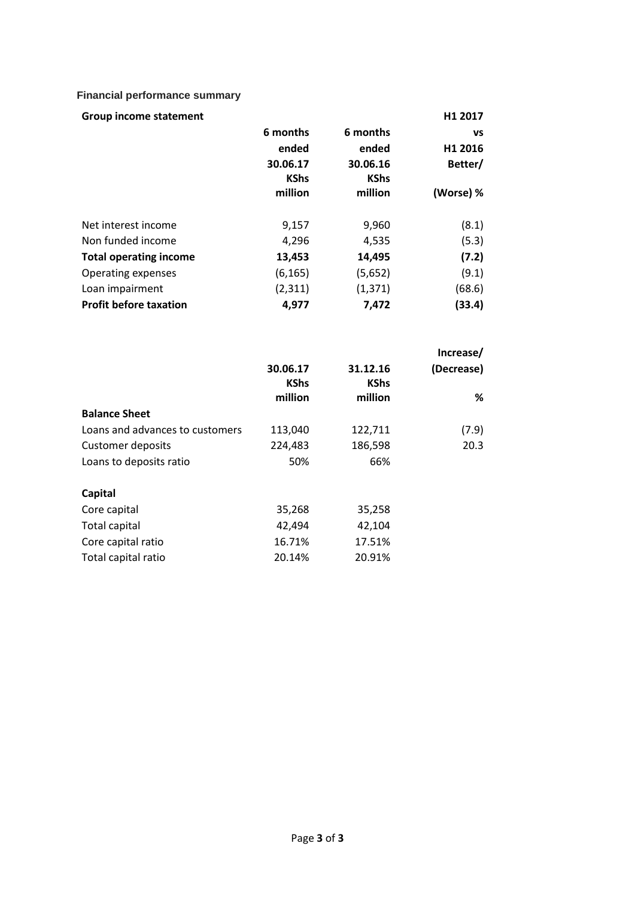**Financial performance summary**

| Group income statement | 6 months ended 30.06.17 KShs million | 6 months ended 30.06.16 KShs million | H1 2017 vs H1 2016 Better/ (Worse) % |
|---|---|---|---|
| Net interest income | 9,157 | 9,960 | (8.1) |
| Non funded income | 4,296 | 4,535 | (5.3) |
| **Total operating income** | **13,453** | **14,495** | **(7.2)** |
| Operating expenses | (6,165) | (5,652) | (9.1) |
| Loan impairment | (2,311) | (1,371) | (68.6) |
| **Profit before taxation** | **4,977** | **7,472** | **(33.4)** |

| | 30.06.17 KShs million | 31.12.16 KShs million | Increase/ (Decrease) % |
|---|---|---|---|
| **Balance Sheet** | | | |
| Loans and advances to customers | 113,040 | 122,711 | (7.9) |
| Customer deposits | 224,483 | 186,598 | 20.3 |
| Loans to deposits ratio | 50% | 66% | |
| **Capital** | | | |
| Core capital | 35,268 | 35,258 | |
| Total capital | 42,494 | 42,104 | |
| Core capital ratio | 16.71% | 17.51% | |
| Total capital ratio | 20.14% | 20.91% | |